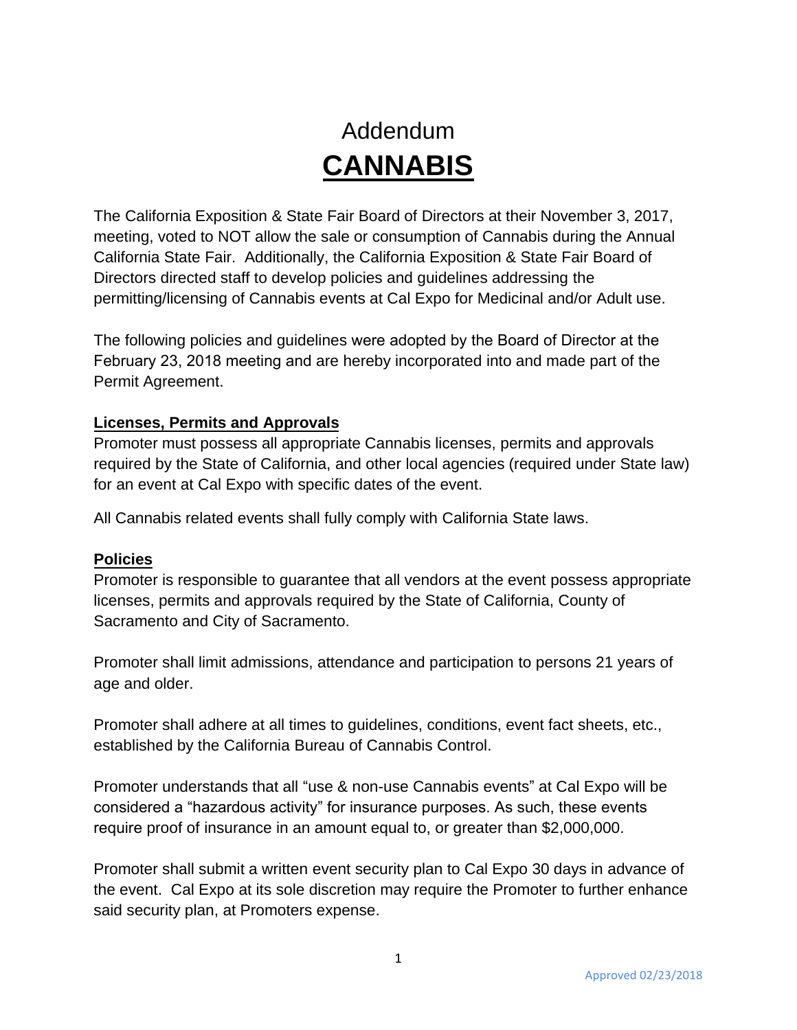# Addendum

# CANNABIS

The California Exposition & State Fair Board of Directors at their November 3, 2017, meeting, voted to NOT allow the sale or consumption of Cannabis during the Annual California State Fair. Additionally, the California Exposition & State Fair Board of Directors directed staff to develop policies and guidelines addressing the permitting/licensing of Cannabis events at Cal Expo for Medicinal and/or Adult use.

The following policies and guidelines were adopted by the Board of Director at the February 23, 2018 meeting and are hereby incorporated into and made part of the Permit Agreement.

## Licenses, Permits and Approvals

Promoter must possess all appropriate Cannabis licenses, permits and approvals required by the State of California, and other local agencies (required under State law) for an event at Cal Expo with specific dates of the event.

All Cannabis related events shall fully comply with California State laws.

## Policies

Promoter is responsible to guarantee that all vendors at the event possess appropriate licenses, permits and approvals required by the State of California, County of Sacramento and City of Sacramento.

Promoter shall limit admissions, attendance and participation to persons 21 years of age and older.

Promoter shall adhere at all times to guidelines, conditions, event fact sheets, etc., established by the California Bureau of Cannabis Control.

Promoter understands that all "use & non-use Cannabis events" at Cal Expo will be considered a "hazardous activity" for insurance purposes. As such, these events require proof of insurance in an amount equal to, or greater than $2,000,000.

Promoter shall submit a written event security plan to Cal Expo 30 days in advance of the event. Cal Expo at its sole discretion may require the Promoter to further enhance said security plan, at Promoters expense.

Approved 02/23/2018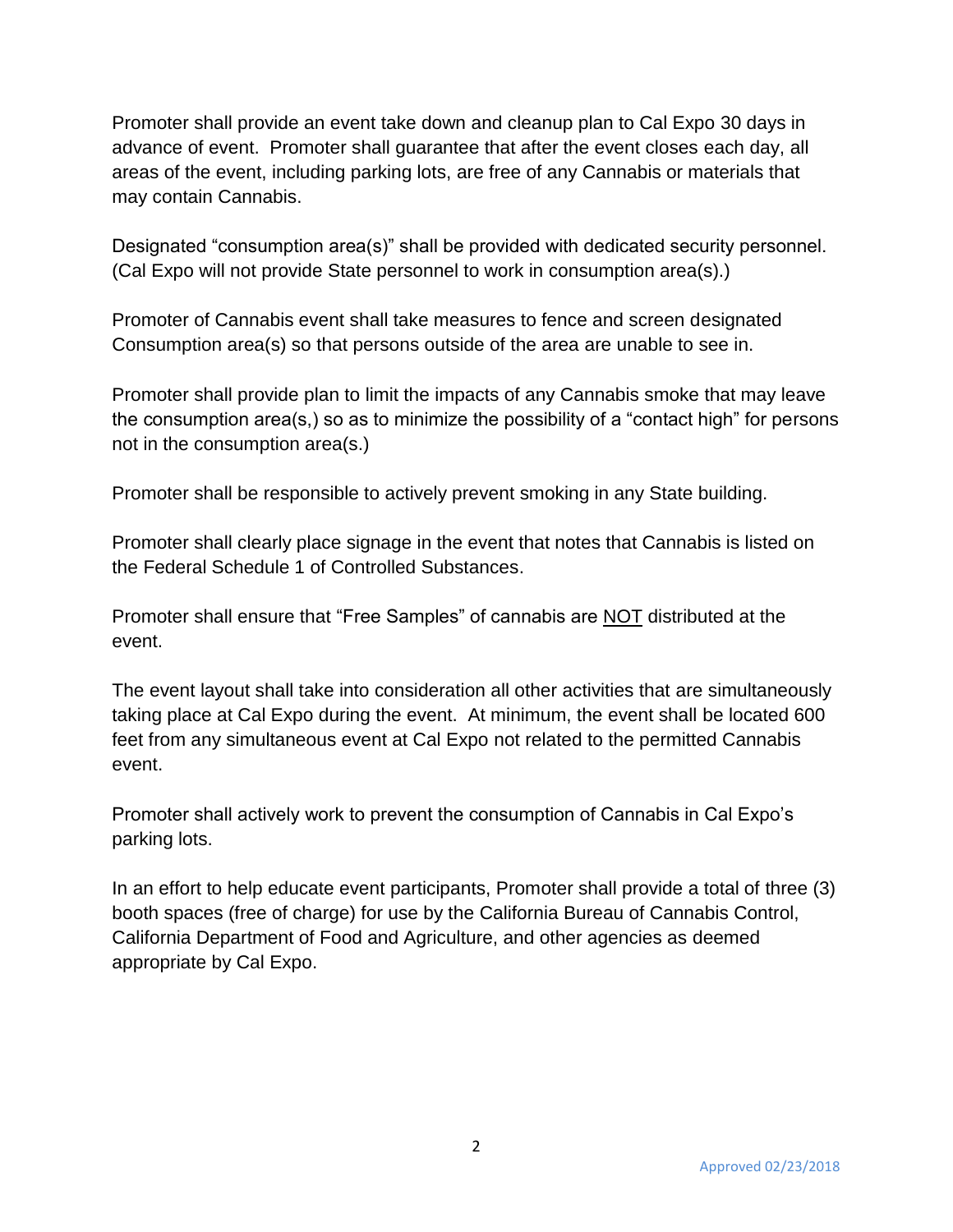Promoter shall provide an event take down and cleanup plan to Cal Expo 30 days in advance of event. Promoter shall guarantee that after the event closes each day, all areas of the event, including parking lots, are free of any Cannabis or materials that may contain Cannabis.

Designated "consumption area(s)" shall be provided with dedicated security personnel. (Cal Expo will not provide State personnel to work in consumption area(s).)

Promoter of Cannabis event shall take measures to fence and screen designated Consumption area(s) so that persons outside of the area are unable to see in.

Promoter shall provide plan to limit the impacts of any Cannabis smoke that may leave the consumption area(s,) so as to minimize the possibility of a "contact high" for persons not in the consumption area(s.)

Promoter shall be responsible to actively prevent smoking in any State building.

Promoter shall clearly place signage in the event that notes that Cannabis is listed on the Federal Schedule 1 of Controlled Substances.

Promoter shall ensure that "Free Samples" of cannabis are <u>NOT</u> distributed at the event.

The event layout shall take into consideration all other activities that are simultaneously taking place at Cal Expo during the event. At minimum, the event shall be located 600 feet from any simultaneous event at Cal Expo not related to the permitted Cannabis event.

Promoter shall actively work to prevent the consumption of Cannabis in Cal Expo's parking lots.

In an effort to help educate event participants, Promoter shall provide a total of three (3) booth spaces (free of charge) for use by the California Bureau of Cannabis Control, California Department of Food and Agriculture, and other agencies as deemed appropriate by Cal Expo.

Approved 02/23/2018